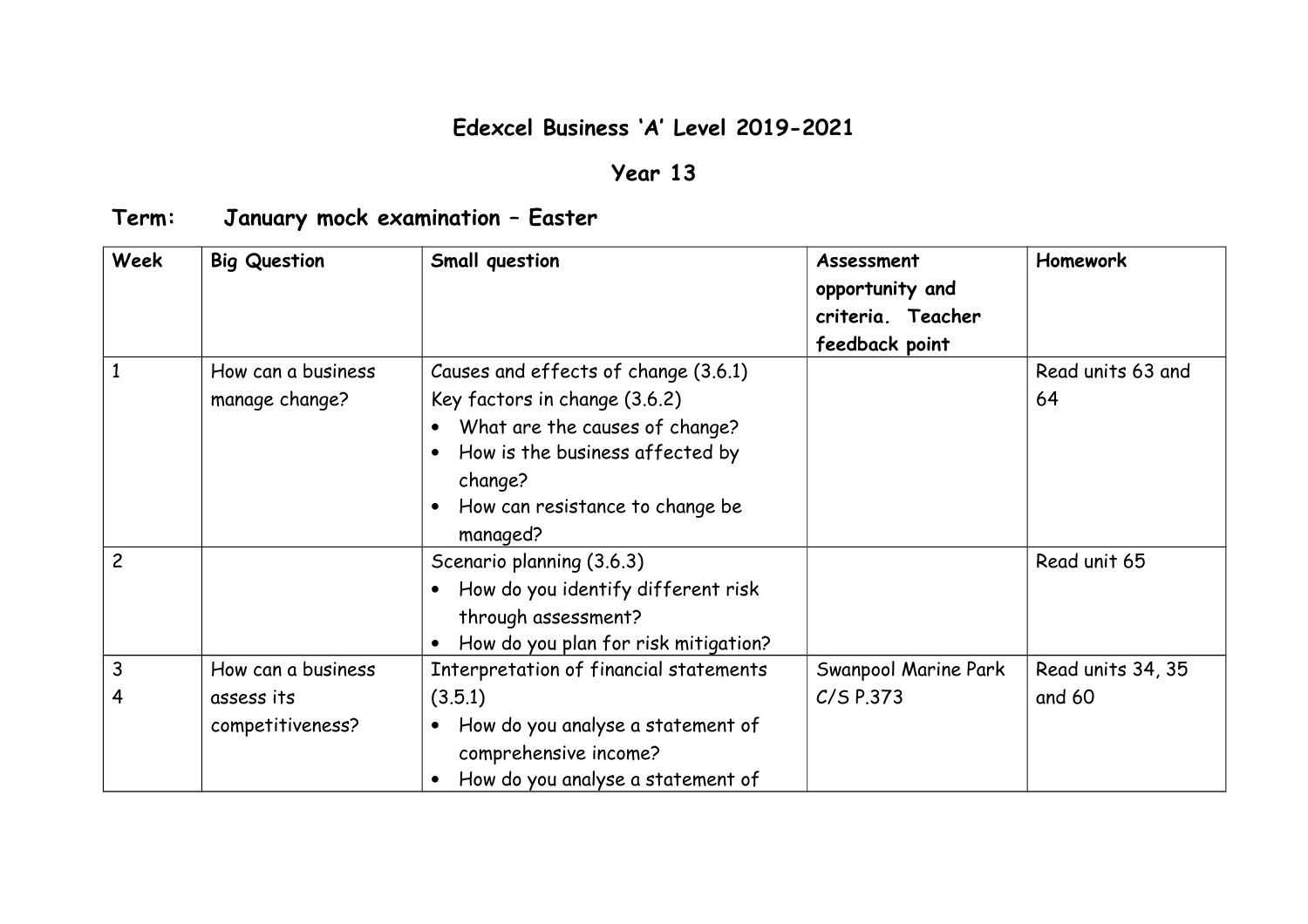# Edexcel Business 'A' Level 2019-2021

## Year 13

### Term: January mock examination – Easter

| Week | Big Question | Small question | Assessment opportunity and criteria. Teacher feedback point | Homework |
|---|---|---|---|---|
| 1 | How can a business manage change? | Causes and effects of change (3.6.1)<br>Key factors in change (3.6.2)<br>• What are the causes of change?<br>• How is the business affected by change?<br>• How can resistance to change be managed? | | Read units 63 and 64 |
| 2 | | Scenario planning (3.6.3)<br>• How do you identify different risk through assessment?<br>• How do you plan for risk mitigation? | | Read unit 65 |
| 3<br>4 | How can a business assess its competitiveness? | Interpretation of financial statements (3.5.1)<br>• How do you analyse a statement of comprehensive income?<br>• How do you analyse a statement of | Swanpool Marine Park C/S P.373 | Read units 34, 35 and 60 |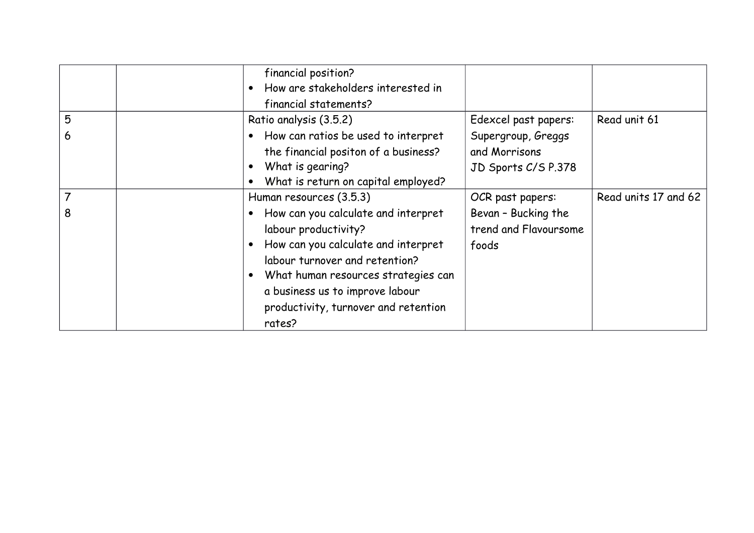| | | | | |
|---|---|---|---|---|
| | | financial position?<br>• How are stakeholders interested in financial statements? | | |
| 5<br>6 | | Ratio analysis (3.5.2)<br>• How can ratios be used to interpret the financial positon of a business?<br>• What is gearing?<br>• What is return on capital employed? | Edexcel past papers: Supergroup, Greggs and Morrisons<br>JD Sports C/S P.378 | Read unit 61 |
| 7<br>8 | | Human resources (3.5.3)<br>• How can you calculate and interpret labour productivity?<br>• How can you calculate and interpret labour turnover and retention?<br>• What human resources strategies can a business us to improve labour productivity, turnover and retention rates? | OCR past papers: Bevan – Bucking the trend and Flavoursome foods | Read units 17 and 62 |